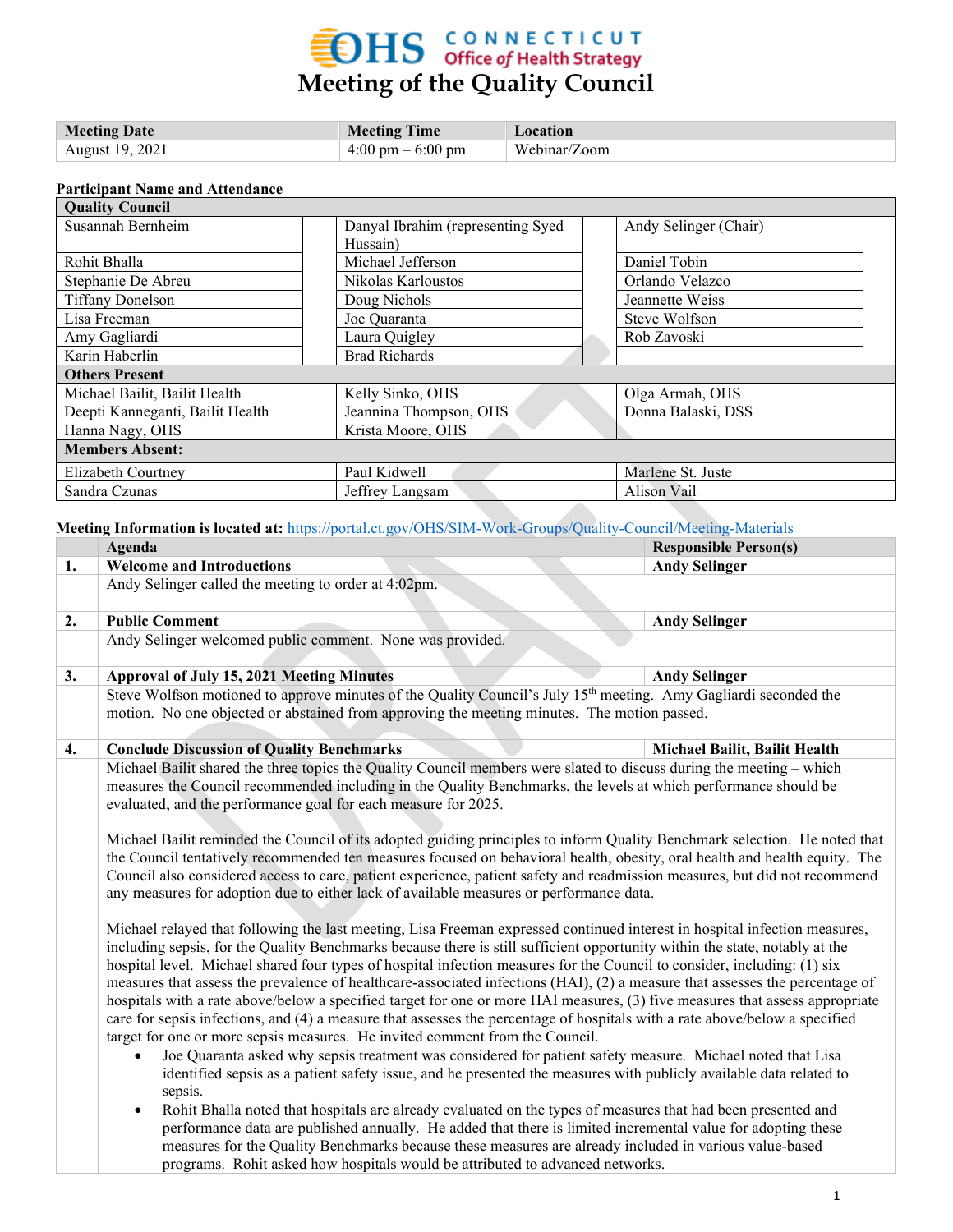# Meeting of the Quality Council

CONNECTICUT Office of Health Strategy

| Meeting Date | Meeting Time | Location |
|---|---|---|
| August 19, 2021 | 4:00 pm – 6:00 pm | Webinar/Zoom |

**Participant Name and Attendance**

| Quality Council | | | | | |
|---|---|---|---|---|---|
| Susannah Bernheim | | Danyal Ibrahim (representing Syed Hussain) | | Andy Selinger (Chair) | |
| Rohit Bhalla | | Michael Jefferson | | Daniel Tobin | |
| Stephanie De Abreu | | Nikolas Karloustos | | Orlando Velazco | |
| Tiffany Donelson | | Doug Nichols | | Jeannette Weiss | |
| Lisa Freeman | | Joe Quaranta | | Steve Wolfson | |
| Amy Gagliardi | | Laura Quigley | | Rob Zavoski | |
| Karin Haberlin | | Brad Richards | | | |
| **Others Present** | | | | | |
| Michael Bailit, Bailit Health | | Kelly Sinko, OHS | | Olga Armah, OHS | |
| Deepti Kanneganti, Bailit Health | | Jeannina Thompson, OHS | | Donna Balaski, DSS | |
| Hanna Nagy, OHS | | Krista Moore, OHS | | | |
| **Members Absent:** | | | | | |
| Elizabeth Courtney | | Paul Kidwell | | Marlene St. Juste | |
| Sandra Czunas | | Jeffrey Langsam | | Alison Vail | |

**Meeting Information is located at:** https://portal.ct.gov/OHS/SIM-Work-Groups/Quality-Council/Meeting-Materials

| | Agenda | Responsible Person(s) |
|---|---|---|
| 1. | **Welcome and Introductions** | **Andy Selinger** |
| | Andy Selinger called the meeting to order at 4:02pm. | |
| 2. | **Public Comment** | **Andy Selinger** |
| | Andy Selinger welcomed public comment. None was provided. | |
| 3. | **Approval of July 15, 2021 Meeting Minutes** | **Andy Selinger** |
| | Steve Wolfson motioned to approve minutes of the Quality Council's July 15th meeting. Amy Gagliardi seconded the motion. No one objected or abstained from approving the meeting minutes. The motion passed. | |
| 4. | **Conclude Discussion of Quality Benchmarks** | **Michael Bailit, Bailit Health** |

Michael Bailit shared the three topics the Quality Council members were slated to discuss during the meeting – which measures the Council recommended including in the Quality Benchmarks, the levels at which performance should be evaluated, and the performance goal for each measure for 2025.

Michael Bailit reminded the Council of its adopted guiding principles to inform Quality Benchmark selection. He noted that the Council tentatively recommended ten measures focused on behavioral health, obesity, oral health and health equity. The Council also considered access to care, patient experience, patient safety and readmission measures, but did not recommend any measures for adoption due to either lack of available measures or performance data.

Michael relayed that following the last meeting, Lisa Freeman expressed continued interest in hospital infection measures, including sepsis, for the Quality Benchmarks because there is still sufficient opportunity within the state, notably at the hospital level. Michael shared four types of hospital infection measures for the Council to consider, including: (1) six measures that assess the prevalence of healthcare-associated infections (HAI), (2) a measure that assesses the percentage of hospitals with a rate above/below a specified target for one or more HAI measures, (3) five measures that assess appropriate care for sepsis infections, and (4) a measure that assesses the percentage of hospitals with a rate above/below a specified target for one or more sepsis measures. He invited comment from the Council.

- Joe Quaranta asked why sepsis treatment was considered for patient safety measure. Michael noted that Lisa identified sepsis as a patient safety issue, and he presented the measures with publicly available data related to sepsis.
- Rohit Bhalla noted that hospitals are already evaluated on the types of measures that had been presented and performance data are published annually. He added that there is limited incremental value for adopting these measures for the Quality Benchmarks because these measures are already included in various value-based programs. Rohit asked how hospitals would be attributed to advanced networks.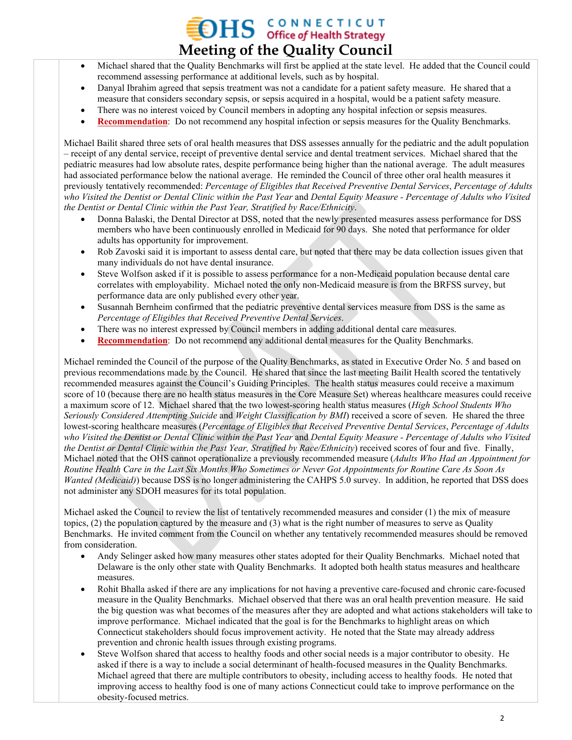- Michael shared that the Quality Benchmarks will first be applied at the state level. He added that the Council could recommend assessing performance at additional levels, such as by hospital.
- Danyal Ibrahim agreed that sepsis treatment was not a candidate for a patient safety measure. He shared that a measure that considers secondary sepsis, or sepsis acquired in a hospital, would be a patient safety measure.
- There was no interest voiced by Council members in adopting any hospital infection or sepsis measures.
- **Recommendation**: Do not recommend any hospital infection or sepsis measures for the Quality Benchmarks.

Michael Bailit shared three sets of oral health measures that DSS assesses annually for the pediatric and the adult population – receipt of any dental service, receipt of preventive dental service and dental treatment services. Michael shared that the pediatric measures had low absolute rates, despite performance being higher than the national average. The adult measures had associated performance below the national average. He reminded the Council of three other oral health measures it previously tentatively recommended: *Percentage of Eligibles that Received Preventive Dental Services*, *Percentage of Adults who Visited the Dentist or Dental Clinic within the Past Year* and *Dental Equity Measure - Percentage of Adults who Visited the Dentist or Dental Clinic within the Past Year, Stratified by Race/Ethnicity*.

- Donna Balaski, the Dental Director at DSS, noted that the newly presented measures assess performance for DSS members who have been continuously enrolled in Medicaid for 90 days. She noted that performance for older adults has opportunity for improvement.
- Rob Zavoski said it is important to assess dental care, but noted that there may be data collection issues given that many individuals do not have dental insurance.
- Steve Wolfson asked if it is possible to assess performance for a non-Medicaid population because dental care correlates with employability. Michael noted the only non-Medicaid measure is from the BRFSS survey, but performance data are only published every other year.
- Susannah Bernheim confirmed that the pediatric preventive dental services measure from DSS is the same as *Percentage of Eligibles that Received Preventive Dental Services*.
- There was no interest expressed by Council members in adding additional dental care measures.
- **Recommendation**: Do not recommend any additional dental measures for the Quality Benchmarks.

Michael reminded the Council of the purpose of the Quality Benchmarks, as stated in Executive Order No. 5 and based on previous recommendations made by the Council. He shared that since the last meeting Bailit Health scored the tentatively recommended measures against the Council's Guiding Principles. The health status measures could receive a maximum score of 10 (because there are no health status measures in the Core Measure Set) whereas healthcare measures could receive a maximum score of 12. Michael shared that the two lowest-scoring health status measures (*High School Students Who Seriously Considered Attempting Suicide* and *Weight Classification by BMI*) received a score of seven. He shared the three lowest-scoring healthcare measures (*Percentage of Eligibles that Received Preventive Dental Services*, *Percentage of Adults who Visited the Dentist or Dental Clinic within the Past Year* and *Dental Equity Measure - Percentage of Adults who Visited the Dentist or Dental Clinic within the Past Year, Stratified by Race/Ethnicity*) received scores of four and five. Finally, Michael noted that the OHS cannot operationalize a previously recommended measure (*Adults Who Had an Appointment for Routine Health Care in the Last Six Months Who Sometimes or Never Got Appointments for Routine Care As Soon As Wanted (Medicaid)*) because DSS is no longer administering the CAHPS 5.0 survey. In addition, he reported that DSS does not administer any SDOH measures for its total population.

Michael asked the Council to review the list of tentatively recommended measures and consider (1) the mix of measure topics, (2) the population captured by the measure and (3) what is the right number of measures to serve as Quality Benchmarks. He invited comment from the Council on whether any tentatively recommended measures should be removed from consideration.

- Andy Selinger asked how many measures other states adopted for their Quality Benchmarks. Michael noted that Delaware is the only other state with Quality Benchmarks. It adopted both health status measures and healthcare measures.
- Rohit Bhalla asked if there are any implications for not having a preventive care-focused and chronic care-focused measure in the Quality Benchmarks. Michael observed that there was an oral health prevention measure. He said the big question was what becomes of the measures after they are adopted and what actions stakeholders will take to improve performance. Michael indicated that the goal is for the Benchmarks to highlight areas on which Connecticut stakeholders should focus improvement activity. He noted that the State may already address prevention and chronic health issues through existing programs.
- Steve Wolfson shared that access to healthy foods and other social needs is a major contributor to obesity. He asked if there is a way to include a social determinant of health-focused measures in the Quality Benchmarks. Michael agreed that there are multiple contributors to obesity, including access to healthy foods. He noted that improving access to healthy food is one of many actions Connecticut could take to improve performance on the obesity-focused metrics.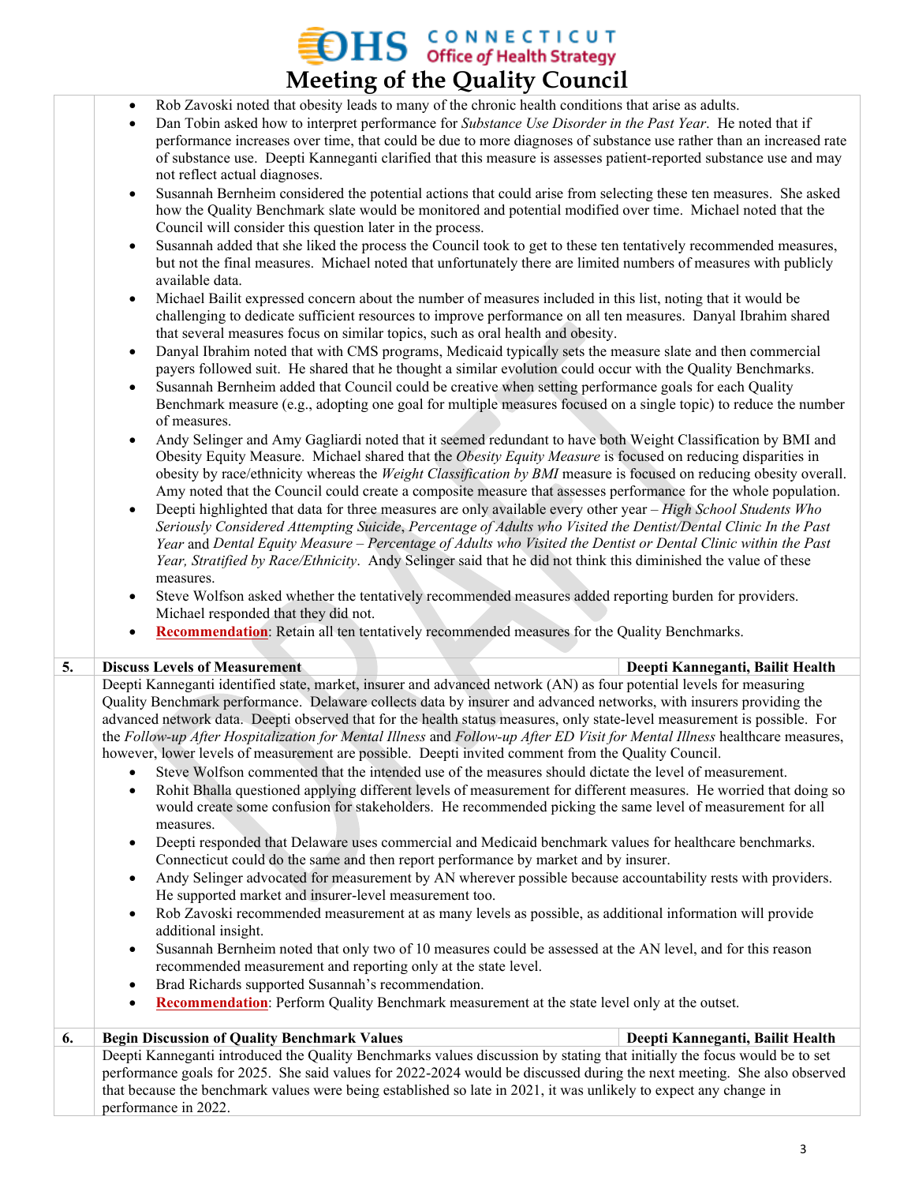- Rob Zavoski noted that obesity leads to many of the chronic health conditions that arise as adults.
- Dan Tobin asked how to interpret performance for *Substance Use Disorder in the Past Year*. He noted that if performance increases over time, that could be due to more diagnoses of substance use rather than an increased rate of substance use. Deepti Kanneganti clarified that this measure is assesses patient-reported substance use and may not reflect actual diagnoses.
- Susannah Bernheim considered the potential actions that could arise from selecting these ten measures. She asked how the Quality Benchmark slate would be monitored and potential modified over time. Michael noted that the Council will consider this question later in the process.
- Susannah added that she liked the process the Council took to get to these ten tentatively recommended measures, but not the final measures. Michael noted that unfortunately there are limited numbers of measures with publicly available data.
- Michael Bailit expressed concern about the number of measures included in this list, noting that it would be challenging to dedicate sufficient resources to improve performance on all ten measures. Danyal Ibrahim shared that several measures focus on similar topics, such as oral health and obesity.
- Danyal Ibrahim noted that with CMS programs, Medicaid typically sets the measure slate and then commercial payers followed suit. He shared that he thought a similar evolution could occur with the Quality Benchmarks.
- Susannah Bernheim added that Council could be creative when setting performance goals for each Quality Benchmark measure (e.g., adopting one goal for multiple measures focused on a single topic) to reduce the number of measures.
- Andy Selinger and Amy Gagliardi noted that it seemed redundant to have both Weight Classification by BMI and Obesity Equity Measure. Michael shared that the *Obesity Equity Measure* is focused on reducing disparities in obesity by race/ethnicity whereas the *Weight Classification by BMI* measure is focused on reducing obesity overall. Amy noted that the Council could create a composite measure that assesses performance for the whole population.
- Deepti highlighted that data for three measures are only available every other year – *High School Students Who Seriously Considered Attempting Suicide*, *Percentage of Adults who Visited the Dentist/Dental Clinic In the Past Year* and *Dental Equity Measure – Percentage of Adults who Visited the Dentist or Dental Clinic within the Past Year, Stratified by Race/Ethnicity*. Andy Selinger said that he did not think this diminished the value of these measures.
- Steve Wolfson asked whether the tentatively recommended measures added reporting burden for providers. Michael responded that they did not.
- **Recommendation**: Retain all ten tentatively recommended measures for the Quality Benchmarks.

## 5. Discuss Levels of Measurement — Deepti Kanneganti, Bailit Health

Deepti Kanneganti identified state, market, insurer and advanced network (AN) as four potential levels for measuring Quality Benchmark performance. Delaware collects data by insurer and advanced networks, with insurers providing the advanced network data. Deepti observed that for the health status measures, only state-level measurement is possible. For the *Follow-up After Hospitalization for Mental Illness* and *Follow-up After ED Visit for Mental Illness* healthcare measures, however, lower levels of measurement are possible. Deepti invited comment from the Quality Council.

- Steve Wolfson commented that the intended use of the measures should dictate the level of measurement.
- Rohit Bhalla questioned applying different levels of measurement for different measures. He worried that doing so would create some confusion for stakeholders. He recommended picking the same level of measurement for all measures.
- Deepti responded that Delaware uses commercial and Medicaid benchmark values for healthcare benchmarks. Connecticut could do the same and then report performance by market and by insurer.
- Andy Selinger advocated for measurement by AN wherever possible because accountability rests with providers. He supported market and insurer-level measurement too.
- Rob Zavoski recommended measurement at as many levels as possible, as additional information will provide additional insight.
- Susannah Bernheim noted that only two of 10 measures could be assessed at the AN level, and for this reason recommended measurement and reporting only at the state level.
- Brad Richards supported Susannah's recommendation.
- **Recommendation**: Perform Quality Benchmark measurement at the state level only at the outset.

## 6. Begin Discussion of Quality Benchmark Values — Deepti Kanneganti, Bailit Health

Deepti Kanneganti introduced the Quality Benchmarks values discussion by stating that initially the focus would be to set performance goals for 2025. She said values for 2022-2024 would be discussed during the next meeting. She also observed that because the benchmark values were being established so late in 2021, it was unlikely to expect any change in performance in 2022.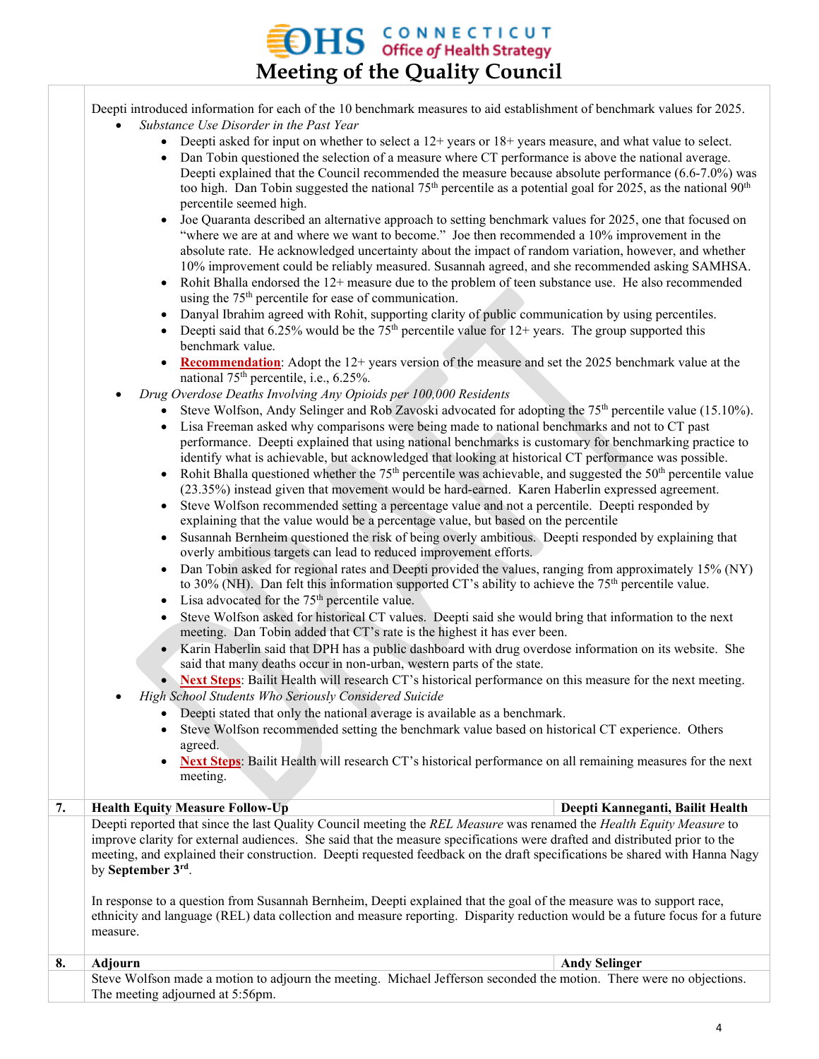# Meeting of the Quality Council

Deepti introduced information for each of the 10 benchmark measures to aid establishment of benchmark values for 2025.

- *Substance Use Disorder in the Past Year*
  - Deepti asked for input on whether to select a 12+ years or 18+ years measure, and what value to select.
  - Dan Tobin questioned the selection of a measure where CT performance is above the national average. Deepti explained that the Council recommended the measure because absolute performance (6.6-7.0%) was too high. Dan Tobin suggested the national 75th percentile as a potential goal for 2025, as the national 90th percentile seemed high.
  - Joe Quaranta described an alternative approach to setting benchmark values for 2025, one that focused on "where we are at and where we want to become." Joe then recommended a 10% improvement in the absolute rate. He acknowledged uncertainty about the impact of random variation, however, and whether 10% improvement could be reliably measured. Susannah agreed, and she recommended asking SAMHSA.
  - Rohit Bhalla endorsed the 12+ measure due to the problem of teen substance use. He also recommended using the 75th percentile for ease of communication.
  - Danyal Ibrahim agreed with Rohit, supporting clarity of public communication by using percentiles.
  - Deepti said that 6.25% would be the 75th percentile value for 12+ years. The group supported this benchmark value.
  - **Recommendation**: Adopt the 12+ years version of the measure and set the 2025 benchmark value at the national 75th percentile, i.e., 6.25%.
- *Drug Overdose Deaths Involving Any Opioids per 100,000 Residents*
  - Steve Wolfson, Andy Selinger and Rob Zavoski advocated for adopting the 75th percentile value (15.10%).
  - Lisa Freeman asked why comparisons were being made to national benchmarks and not to CT past performance. Deepti explained that using national benchmarks is customary for benchmarking practice to identify what is achievable, but acknowledged that looking at historical CT performance was possible.
  - Rohit Bhalla questioned whether the 75th percentile was achievable, and suggested the 50th percentile value (23.35%) instead given that movement would be hard-earned. Karen Haberlin expressed agreement.
  - Steve Wolfson recommended setting a percentage value and not a percentile. Deepti responded by explaining that the value would be a percentage value, but based on the percentile
  - Susannah Bernheim questioned the risk of being overly ambitious. Deepti responded by explaining that overly ambitious targets can lead to reduced improvement efforts.
  - Dan Tobin asked for regional rates and Deepti provided the values, ranging from approximately 15% (NY) to 30% (NH). Dan felt this information supported CT's ability to achieve the 75th percentile value.
  - Lisa advocated for the 75th percentile value.
  - Steve Wolfson asked for historical CT values. Deepti said she would bring that information to the next meeting. Dan Tobin added that CT's rate is the highest it has ever been.
  - Karin Haberlin said that DPH has a public dashboard with drug overdose information on its website. She said that many deaths occur in non-urban, western parts of the state.
  - **Next Steps**: Bailit Health will research CT's historical performance on this measure for the next meeting.
- *High School Students Who Seriously Considered Suicide*
  - Deepti stated that only the national average is available as a benchmark.
  - Steve Wolfson recommended setting the benchmark value based on historical CT experience. Others agreed.
  - **Next Steps**: Bailit Health will research CT's historical performance on all remaining measures for the next meeting.

| | | |
|---|---|---|
| **7.** | **Health Equity Measure Follow-Up** | **Deepti Kanneganti, Bailit Health** |
| | Deepti reported that since the last Quality Council meeting the *REL Measure* was renamed the *Health Equity Measure* to improve clarity for external audiences. She said that the measure specifications were drafted and distributed prior to the meeting, and explained their construction. Deepti requested feedback on the draft specifications be shared with Hanna Nagy by **September 3rd**.<br><br>In response to a question from Susannah Bernheim, Deepti explained that the goal of the measure was to support race, ethnicity and language (REL) data collection and measure reporting. Disparity reduction would be a future focus for a future measure. | |
| **8.** | **Adjourn** | **Andy Selinger** |
| | Steve Wolfson made a motion to adjourn the meeting. Michael Jefferson seconded the motion. There were no objections. The meeting adjourned at 5:56pm. | |